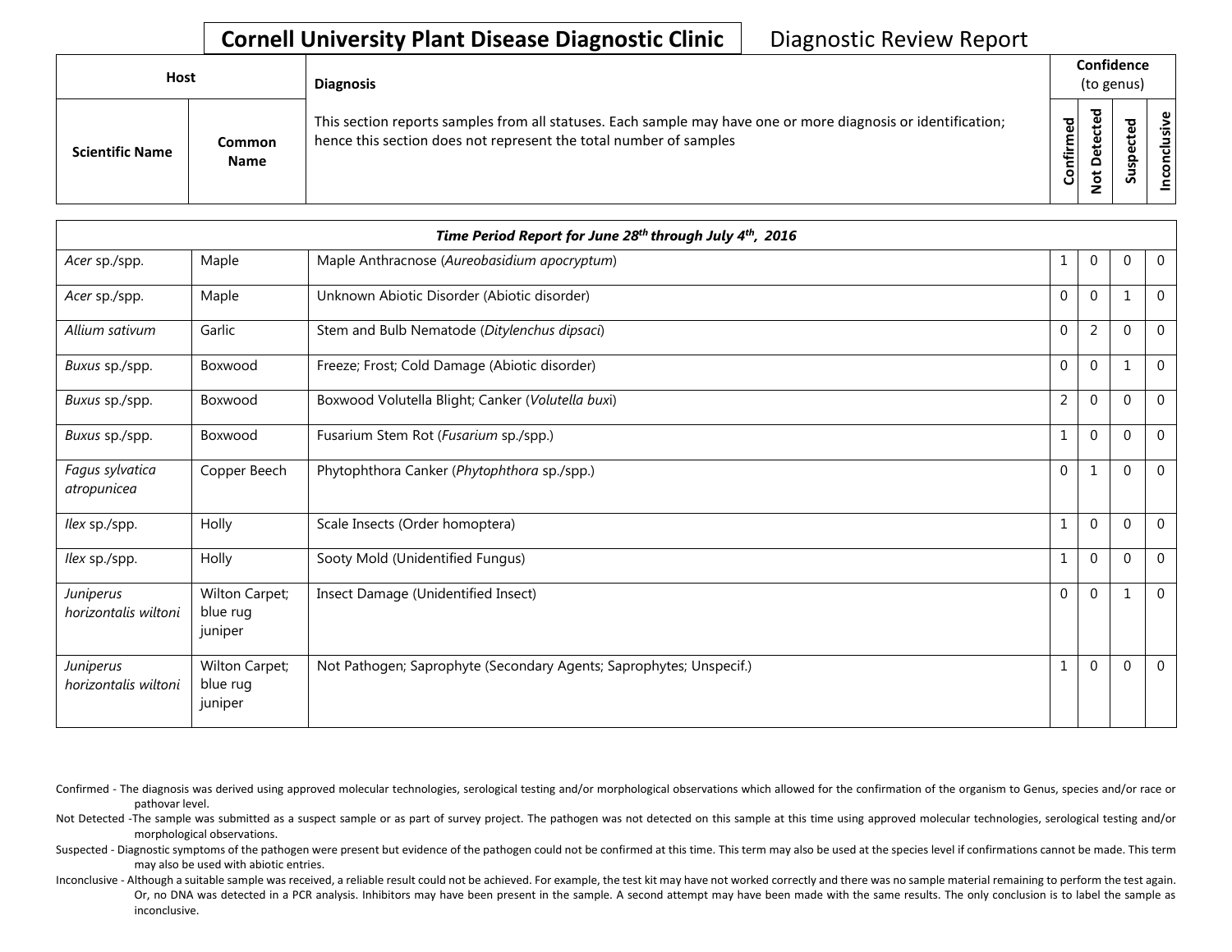# Cornell University Plant Disease Diagnostic Clinic

Diagnostic Review Report

| Host | | Diagnosis | Confidence (to genus) | | | |
|---|---|---|---|---|---|---|
| Scientific Name | Common Name | This section reports samples from all statuses. Each sample may have one or more diagnosis or identification; hence this section does not represent the total number of samples | Confirmed | Not Detected | Suspected | Inconclusive |

| *Time Period Report for June 28th through July 4th, 2016* | | | | | | |
|---|---|---|---|---|---|---|
| *Acer* sp./spp. | Maple | Maple Anthracnose (*Aureobasidium apocryptum*) | 1 | 0 | 0 | 0 |
| *Acer* sp./spp. | Maple | Unknown Abiotic Disorder (Abiotic disorder) | 0 | 0 | 1 | 0 |
| *Allium sativum* | Garlic | Stem and Bulb Nematode (*Ditylenchus dipsaci*) | 0 | 2 | 0 | 0 |
| *Buxus* sp./spp. | Boxwood | Freeze; Frost; Cold Damage (Abiotic disorder) | 0 | 0 | 1 | 0 |
| *Buxus* sp./spp. | Boxwood | Boxwood Volutella Blight; Canker (*Volutella buxi*) | 2 | 0 | 0 | 0 |
| *Buxus* sp./spp. | Boxwood | Fusarium Stem Rot (*Fusarium* sp./spp.) | 1 | 0 | 0 | 0 |
| *Fagus sylvatica atropunicea* | Copper Beech | Phytophthora Canker (*Phytophthora* sp./spp.) | 0 | 1 | 0 | 0 |
| *Ilex* sp./spp. | Holly | Scale Insects (Order homoptera) | 1 | 0 | 0 | 0 |
| *Ilex* sp./spp. | Holly | Sooty Mold (Unidentified Fungus) | 1 | 0 | 0 | 0 |
| *Juniperus horizontalis wiltoni* | Wilton Carpet; blue rug juniper | Insect Damage (Unidentified Insect) | 0 | 0 | 1 | 0 |
| *Juniperus horizontalis wiltoni* | Wilton Carpet; blue rug juniper | Not Pathogen; Saprophyte (Secondary Agents; Saprophytes; Unspecif.) | 1 | 0 | 0 | 0 |

Confirmed - The diagnosis was derived using approved molecular technologies, serological testing and/or morphological observations which allowed for the confirmation of the organism to Genus, species and/or race or pathovar level.

Not Detected -The sample was submitted as a suspect sample or as part of survey project. The pathogen was not detected on this sample at this time using approved molecular technologies, serological testing and/or morphological observations.

Suspected - Diagnostic symptoms of the pathogen were present but evidence of the pathogen could not be confirmed at this time. This term may also be used at the species level if confirmations cannot be made. This term may also be used with abiotic entries.

Inconclusive - Although a suitable sample was received, a reliable result could not be achieved. For example, the test kit may have not worked correctly and there was no sample material remaining to perform the test again. Or, no DNA was detected in a PCR analysis. Inhibitors may have been present in the sample. A second attempt may have been made with the same results. The only conclusion is to label the sample as inconclusive.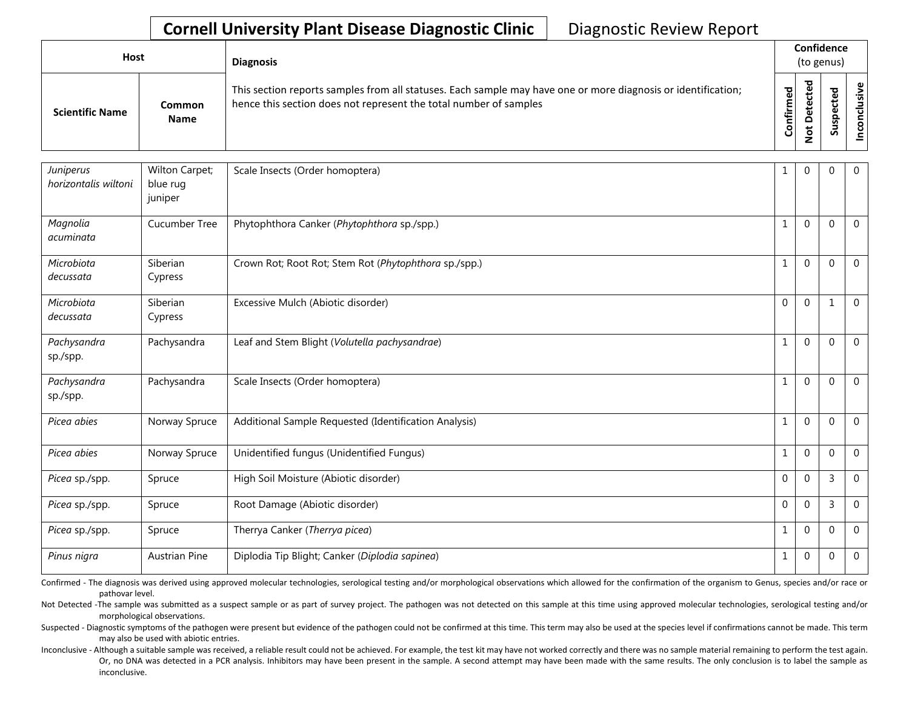**Cornell University Plant Disease Diagnostic Clinic** Diagnostic Review Report

| Host | | Diagnosis | Confidence (to genus) | | | |
|---|---|---|---|---|---|---|
| Scientific Name | Common Name | This section reports samples from all statuses. Each sample may have one or more diagnosis or identification; hence this section does not represent the total number of samples | Confirmed | Not Detected | Suspected | Inconclusive |
| *Juniperus horizontalis wiltoni* | Wilton Carpet; blue rug juniper | Scale Insects (Order homoptera) | 1 | 0 | 0 | 0 |
| *Magnolia acuminata* | Cucumber Tree | Phytophthora Canker (*Phytophthora* sp./spp.) | 1 | 0 | 0 | 0 |
| *Microbiota decussata* | Siberian Cypress | Crown Rot; Root Rot; Stem Rot (*Phytophthora* sp./spp.) | 1 | 0 | 0 | 0 |
| *Microbiota decussata* | Siberian Cypress | Excessive Mulch (Abiotic disorder) | 0 | 0 | 1 | 0 |
| *Pachysandra* sp./spp. | Pachysandra | Leaf and Stem Blight (*Volutella pachysandrae*) | 1 | 0 | 0 | 0 |
| *Pachysandra* sp./spp. | Pachysandra | Scale Insects (Order homoptera) | 1 | 0 | 0 | 0 |
| *Picea abies* | Norway Spruce | Additional Sample Requested (Identification Analysis) | 1 | 0 | 0 | 0 |
| *Picea abies* | Norway Spruce | Unidentified fungus (Unidentified Fungus) | 1 | 0 | 0 | 0 |
| *Picea* sp./spp. | Spruce | High Soil Moisture (Abiotic disorder) | 0 | 0 | 3 | 0 |
| *Picea* sp./spp. | Spruce | Root Damage (Abiotic disorder) | 0 | 0 | 3 | 0 |
| *Picea* sp./spp. | Spruce | Therrya Canker (*Therrya picea*) | 1 | 0 | 0 | 0 |
| *Pinus nigra* | Austrian Pine | Diplodia Tip Blight; Canker (*Diplodia sapinea*) | 1 | 0 | 0 | 0 |

Confirmed - The diagnosis was derived using approved molecular technologies, serological testing and/or morphological observations which allowed for the confirmation of the organism to Genus, species and/or race or pathovar level.

Not Detected -The sample was submitted as a suspect sample or as part of survey project. The pathogen was not detected on this sample at this time using approved molecular technologies, serological testing and/or morphological observations.

Suspected - Diagnostic symptoms of the pathogen were present but evidence of the pathogen could not be confirmed at this time. This term may also be used at the species level if confirmations cannot be made. This term may also be used with abiotic entries.

Inconclusive - Although a suitable sample was received, a reliable result could not be achieved. For example, the test kit may have not worked correctly and there was no sample material remaining to perform the test again. Or, no DNA was detected in a PCR analysis. Inhibitors may have been present in the sample. A second attempt may have been made with the same results. The only conclusion is to label the sample as inconclusive.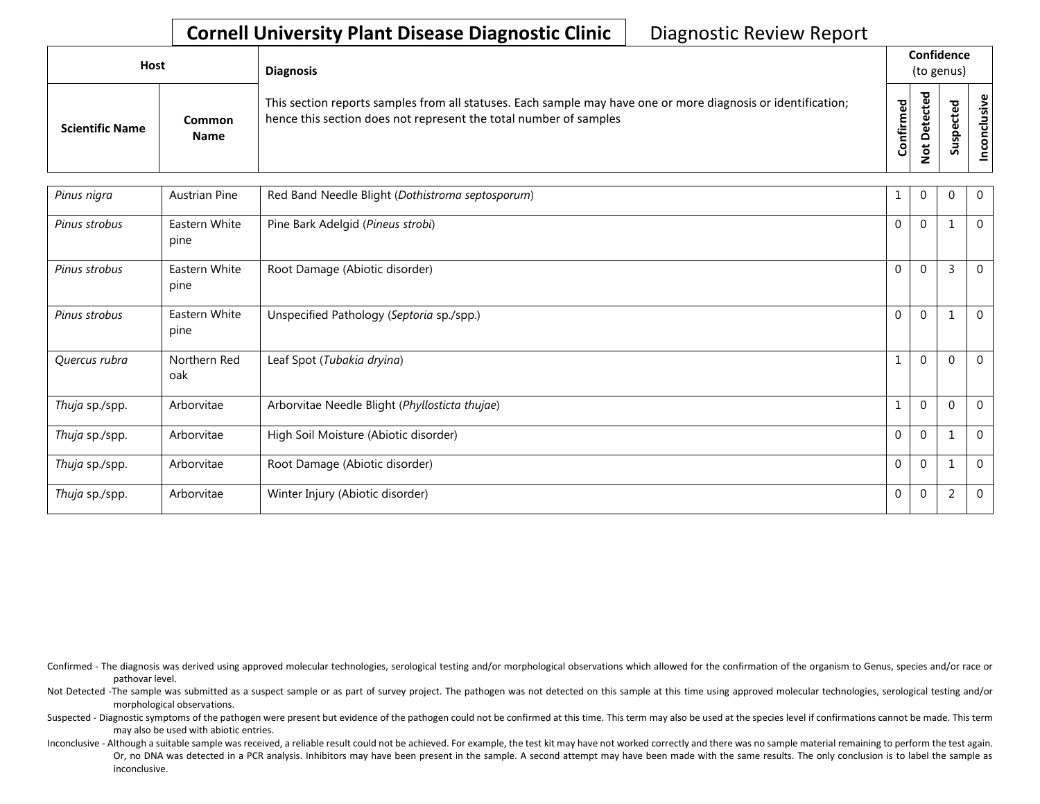**Cornell University Plant Disease Diagnostic Clinic** Diagnostic Review Report

| Host | | Diagnosis | Confidence (to genus) | | | |
|---|---|---|---|---|---|---|
| Scientific Name | Common Name | This section reports samples from all statuses. Each sample may have one or more diagnosis or identification; hence this section does not represent the total number of samples | Confirmed | Not Detected | Suspected | Inconclusive |
| *Pinus nigra* | Austrian Pine | Red Band Needle Blight (*Dothistroma septosporum*) | 1 | 0 | 0 | 0 |
| *Pinus strobus* | Eastern White pine | Pine Bark Adelgid (*Pineus strobi*) | 0 | 0 | 1 | 0 |
| *Pinus strobus* | Eastern White pine | Root Damage (Abiotic disorder) | 0 | 0 | 3 | 0 |
| *Pinus strobus* | Eastern White pine | Unspecified Pathology (*Septoria* sp./spp.) | 0 | 0 | 1 | 0 |
| *Quercus rubra* | Northern Red oak | Leaf Spot (*Tubakia dryina*) | 1 | 0 | 0 | 0 |
| *Thuja* sp./spp. | Arborvitae | Arborvitae Needle Blight (*Phyllosticta thujae*) | 1 | 0 | 0 | 0 |
| *Thuja* sp./spp. | Arborvitae | High Soil Moisture (Abiotic disorder) | 0 | 0 | 1 | 0 |
| *Thuja* sp./spp. | Arborvitae | Root Damage (Abiotic disorder) | 0 | 0 | 1 | 0 |
| *Thuja* sp./spp. | Arborvitae | Winter Injury (Abiotic disorder) | 0 | 0 | 2 | 0 |

Confirmed - The diagnosis was derived using approved molecular technologies, serological testing and/or morphological observations which allowed for the confirmation of the organism to Genus, species and/or race or pathovar level.

Not Detected -The sample was submitted as a suspect sample or as part of survey project. The pathogen was not detected on this sample at this time using approved molecular technologies, serological testing and/or morphological observations.

Suspected - Diagnostic symptoms of the pathogen were present but evidence of the pathogen could not be confirmed at this time. This term may also be used at the species level if confirmations cannot be made. This term may also be used with abiotic entries.

Inconclusive - Although a suitable sample was received, a reliable result could not be achieved. For example, the test kit may have not worked correctly and there was no sample material remaining to perform the test again. Or, no DNA was detected in a PCR analysis. Inhibitors may have been present in the sample. A second attempt may have been made with the same results. The only conclusion is to label the sample as inconclusive.